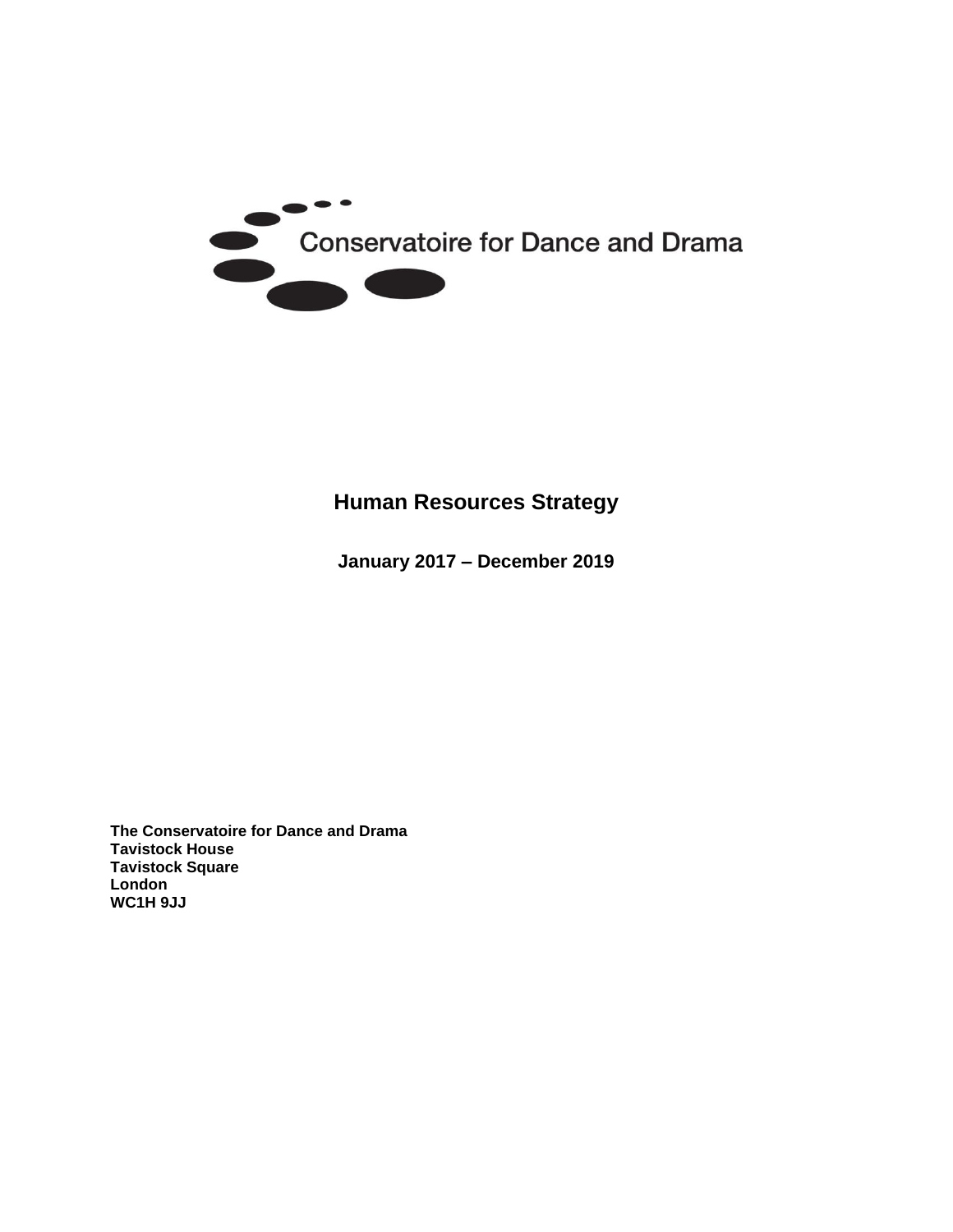Conservatoire for Dance and Drama

# Human Resources Strategy

**January 2017 – December 2019**

**The Conservatoire for Dance and Drama**
**Tavistock House**
**Tavistock Square**
**London**
**WC1H 9JJ**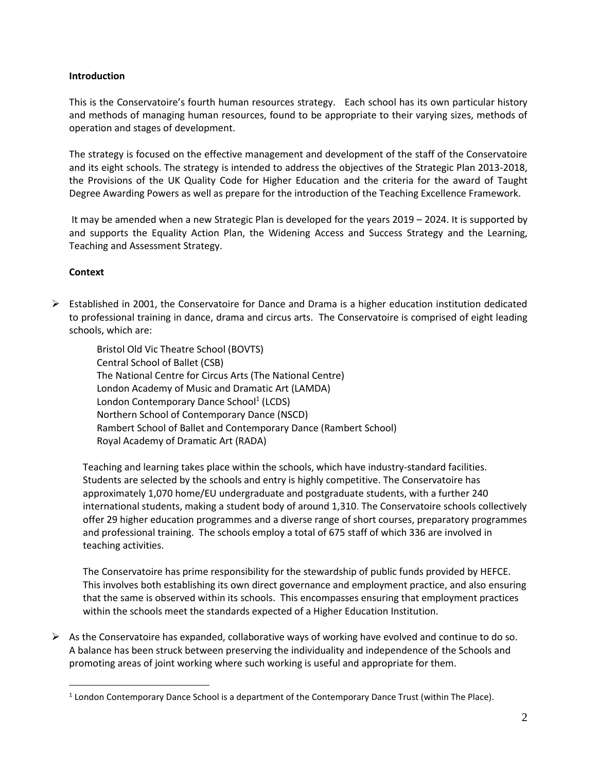**Introduction**

This is the Conservatoire's fourth human resources strategy. Each school has its own particular history and methods of managing human resources, found to be appropriate to their varying sizes, methods of operation and stages of development.

The strategy is focused on the effective management and development of the staff of the Conservatoire and its eight schools. The strategy is intended to address the objectives of the Strategic Plan 2013-2018, the Provisions of the UK Quality Code for Higher Education and the criteria for the award of Taught Degree Awarding Powers as well as prepare for the introduction of the Teaching Excellence Framework.

It may be amended when a new Strategic Plan is developed for the years 2019 – 2024. It is supported by and supports the Equality Action Plan, the Widening Access and Success Strategy and the Learning, Teaching and Assessment Strategy.

**Context**

- Established in 2001, the Conservatoire for Dance and Drama is a higher education institution dedicated to professional training in dance, drama and circus arts. The Conservatoire is comprised of eight leading schools, which are:

  Bristol Old Vic Theatre School (BOVTS)
  Central School of Ballet (CSB)
  The National Centre for Circus Arts (The National Centre)
  London Academy of Music and Dramatic Art (LAMDA)
  London Contemporary Dance School[1] (LCDS)
  Northern School of Contemporary Dance (NSCD)
  Rambert School of Ballet and Contemporary Dance (Rambert School)
  Royal Academy of Dramatic Art (RADA)

  Teaching and learning takes place within the schools, which have industry-standard facilities. Students are selected by the schools and entry is highly competitive. The Conservatoire has approximately 1,070 home/EU undergraduate and postgraduate students, with a further 240 international students, making a student body of around 1,310. The Conservatoire schools collectively offer 29 higher education programmes and a diverse range of short courses, preparatory programmes and professional training. The schools employ a total of 675 staff of which 336 are involved in teaching activities.

  The Conservatoire has prime responsibility for the stewardship of public funds provided by HEFCE. This involves both establishing its own direct governance and employment practice, and also ensuring that the same is observed within its schools. This encompasses ensuring that employment practices within the schools meet the standards expected of a Higher Education Institution.

- As the Conservatoire has expanded, collaborative ways of working have evolved and continue to do so. A balance has been struck between preserving the individuality and independence of the Schools and promoting areas of joint working where such working is useful and appropriate for them.

[1] London Contemporary Dance School is a department of the Contemporary Dance Trust (within The Place).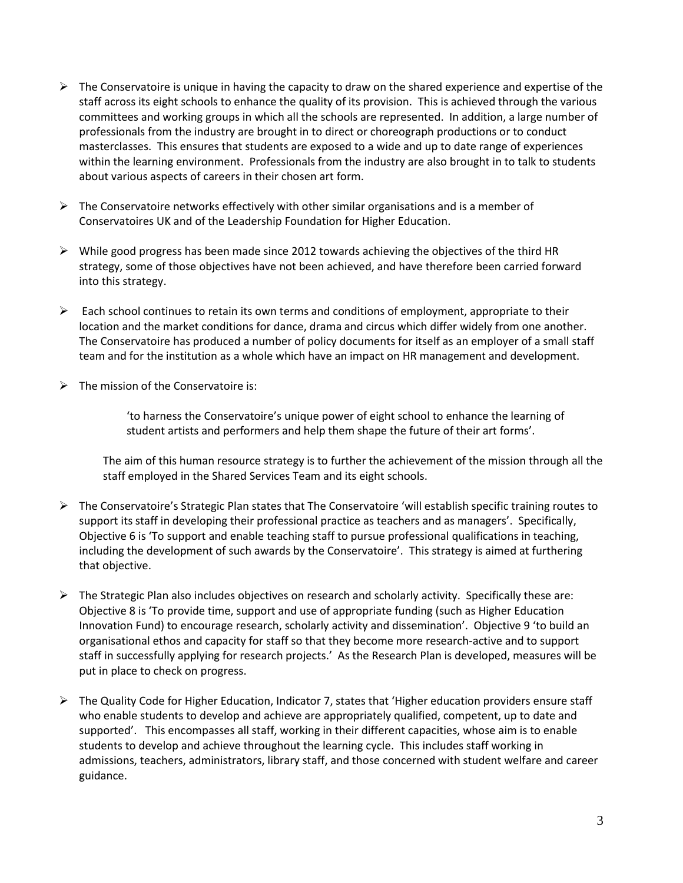- The Conservatoire is unique in having the capacity to draw on the shared experience and expertise of the staff across its eight schools to enhance the quality of its provision. This is achieved through the various committees and working groups in which all the schools are represented. In addition, a large number of professionals from the industry are brought in to direct or choreograph productions or to conduct masterclasses. This ensures that students are exposed to a wide and up to date range of experiences within the learning environment. Professionals from the industry are also brought in to talk to students about various aspects of careers in their chosen art form.

- The Conservatoire networks effectively with other similar organisations and is a member of Conservatoires UK and of the Leadership Foundation for Higher Education.

- While good progress has been made since 2012 towards achieving the objectives of the third HR strategy, some of those objectives have not been achieved, and have therefore been carried forward into this strategy.

- Each school continues to retain its own terms and conditions of employment, appropriate to their location and the market conditions for dance, drama and circus which differ widely from one another. The Conservatoire has produced a number of policy documents for itself as an employer of a small staff team and for the institution as a whole which have an impact on HR management and development.

- The mission of the Conservatoire is:

  > 'to harness the Conservatoire's unique power of eight school to enhance the learning of student artists and performers and help them shape the future of their art forms'.

  The aim of this human resource strategy is to further the achievement of the mission through all the staff employed in the Shared Services Team and its eight schools.

- The Conservatoire's Strategic Plan states that The Conservatoire 'will establish specific training routes to support its staff in developing their professional practice as teachers and as managers'. Specifically, Objective 6 is 'To support and enable teaching staff to pursue professional qualifications in teaching, including the development of such awards by the Conservatoire'. This strategy is aimed at furthering that objective.

- The Strategic Plan also includes objectives on research and scholarly activity. Specifically these are: Objective 8 is 'To provide time, support and use of appropriate funding (such as Higher Education Innovation Fund) to encourage research, scholarly activity and dissemination'. Objective 9 'to build an organisational ethos and capacity for staff so that they become more research-active and to support staff in successfully applying for research projects.' As the Research Plan is developed, measures will be put in place to check on progress.

- The Quality Code for Higher Education, Indicator 7, states that 'Higher education providers ensure staff who enable students to develop and achieve are appropriately qualified, competent, up to date and supported'. This encompasses all staff, working in their different capacities, whose aim is to enable students to develop and achieve throughout the learning cycle. This includes staff working in admissions, teachers, administrators, library staff, and those concerned with student welfare and career guidance.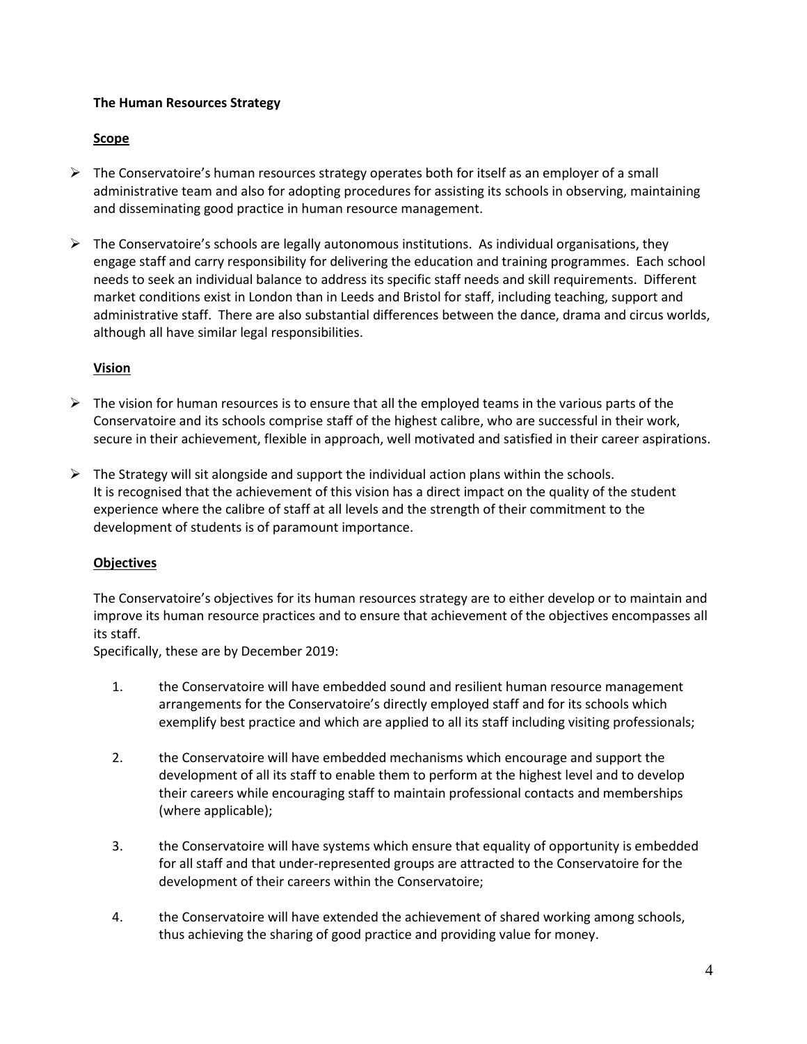**The Human Resources Strategy**

**Scope**

- The Conservatoire's human resources strategy operates both for itself as an employer of a small administrative team and also for adopting procedures for assisting its schools in observing, maintaining and disseminating good practice in human resource management.
- The Conservatoire's schools are legally autonomous institutions. As individual organisations, they engage staff and carry responsibility for delivering the education and training programmes. Each school needs to seek an individual balance to address its specific staff needs and skill requirements. Different market conditions exist in London than in Leeds and Bristol for staff, including teaching, support and administrative staff. There are also substantial differences between the dance, drama and circus worlds, although all have similar legal responsibilities.

**Vision**

- The vision for human resources is to ensure that all the employed teams in the various parts of the Conservatoire and its schools comprise staff of the highest calibre, who are successful in their work, secure in their achievement, flexible in approach, well motivated and satisfied in their career aspirations.
- The Strategy will sit alongside and support the individual action plans within the schools. It is recognised that the achievement of this vision has a direct impact on the quality of the student experience where the calibre of staff at all levels and the strength of their commitment to the development of students is of paramount importance.

**Objectives**

The Conservatoire's objectives for its human resources strategy are to either develop or to maintain and improve its human resource practices and to ensure that achievement of the objectives encompasses all its staff.
Specifically, these are by December 2019:

1. the Conservatoire will have embedded sound and resilient human resource management arrangements for the Conservatoire's directly employed staff and for its schools which exemplify best practice and which are applied to all its staff including visiting professionals;
2. the Conservatoire will have embedded mechanisms which encourage and support the development of all its staff to enable them to perform at the highest level and to develop their careers while encouraging staff to maintain professional contacts and memberships (where applicable);
3. the Conservatoire will have systems which ensure that equality of opportunity is embedded for all staff and that under-represented groups are attracted to the Conservatoire for the development of their careers within the Conservatoire;
4. the Conservatoire will have extended the achievement of shared working among schools, thus achieving the sharing of good practice and providing value for money.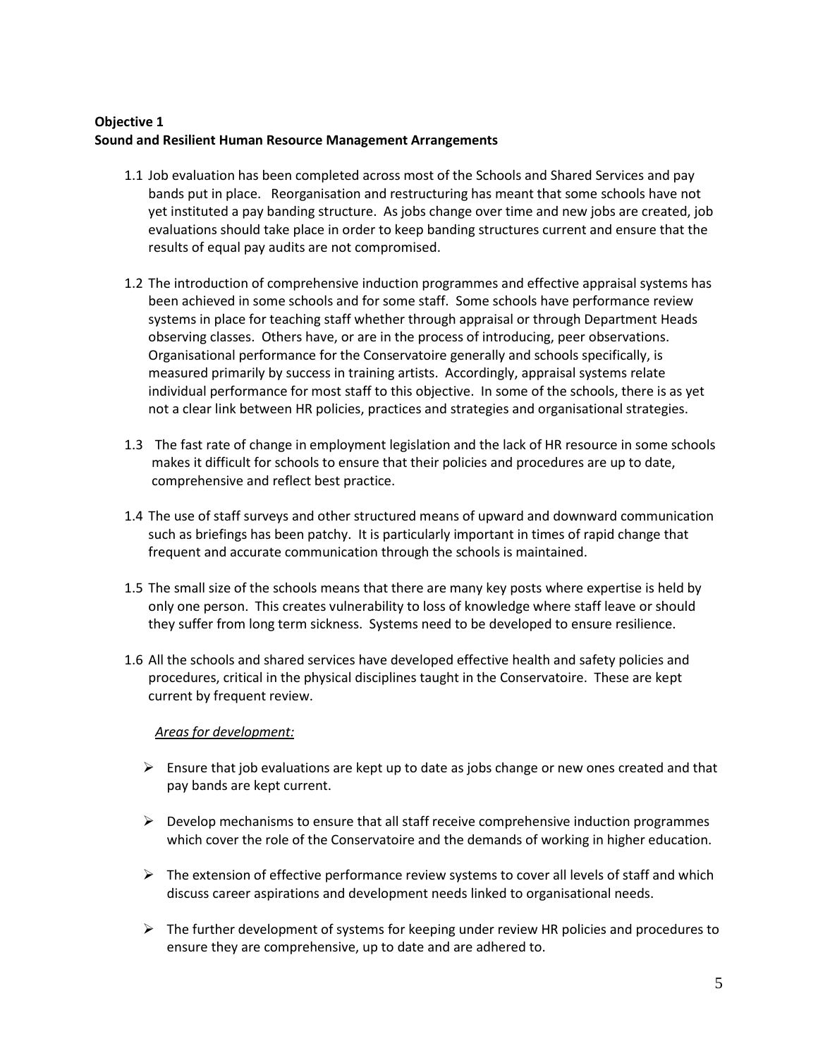**Objective 1**
**Sound and Resilient Human Resource Management Arrangements**

1.1 Job evaluation has been completed across most of the Schools and Shared Services and pay bands put in place. Reorganisation and restructuring has meant that some schools have not yet instituted a pay banding structure. As jobs change over time and new jobs are created, job evaluations should take place in order to keep banding structures current and ensure that the results of equal pay audits are not compromised.

1.2 The introduction of comprehensive induction programmes and effective appraisal systems has been achieved in some schools and for some staff. Some schools have performance review systems in place for teaching staff whether through appraisal or through Department Heads observing classes. Others have, or are in the process of introducing, peer observations. Organisational performance for the Conservatoire generally and schools specifically, is measured primarily by success in training artists. Accordingly, appraisal systems relate individual performance for most staff to this objective. In some of the schools, there is as yet not a clear link between HR policies, practices and strategies and organisational strategies.

1.3 The fast rate of change in employment legislation and the lack of HR resource in some schools makes it difficult for schools to ensure that their policies and procedures are up to date, comprehensive and reflect best practice.

1.4 The use of staff surveys and other structured means of upward and downward communication such as briefings has been patchy. It is particularly important in times of rapid change that frequent and accurate communication through the schools is maintained.

1.5 The small size of the schools means that there are many key posts where expertise is held by only one person. This creates vulnerability to loss of knowledge where staff leave or should they suffer from long term sickness. Systems need to be developed to ensure resilience.

1.6 All the schools and shared services have developed effective health and safety policies and procedures, critical in the physical disciplines taught in the Conservatoire. These are kept current by frequent review.

*Areas for development:*

- Ensure that job evaluations are kept up to date as jobs change or new ones created and that pay bands are kept current.
- Develop mechanisms to ensure that all staff receive comprehensive induction programmes which cover the role of the Conservatoire and the demands of working in higher education.
- The extension of effective performance review systems to cover all levels of staff and which discuss career aspirations and development needs linked to organisational needs.
- The further development of systems for keeping under review HR policies and procedures to ensure they are comprehensive, up to date and are adhered to.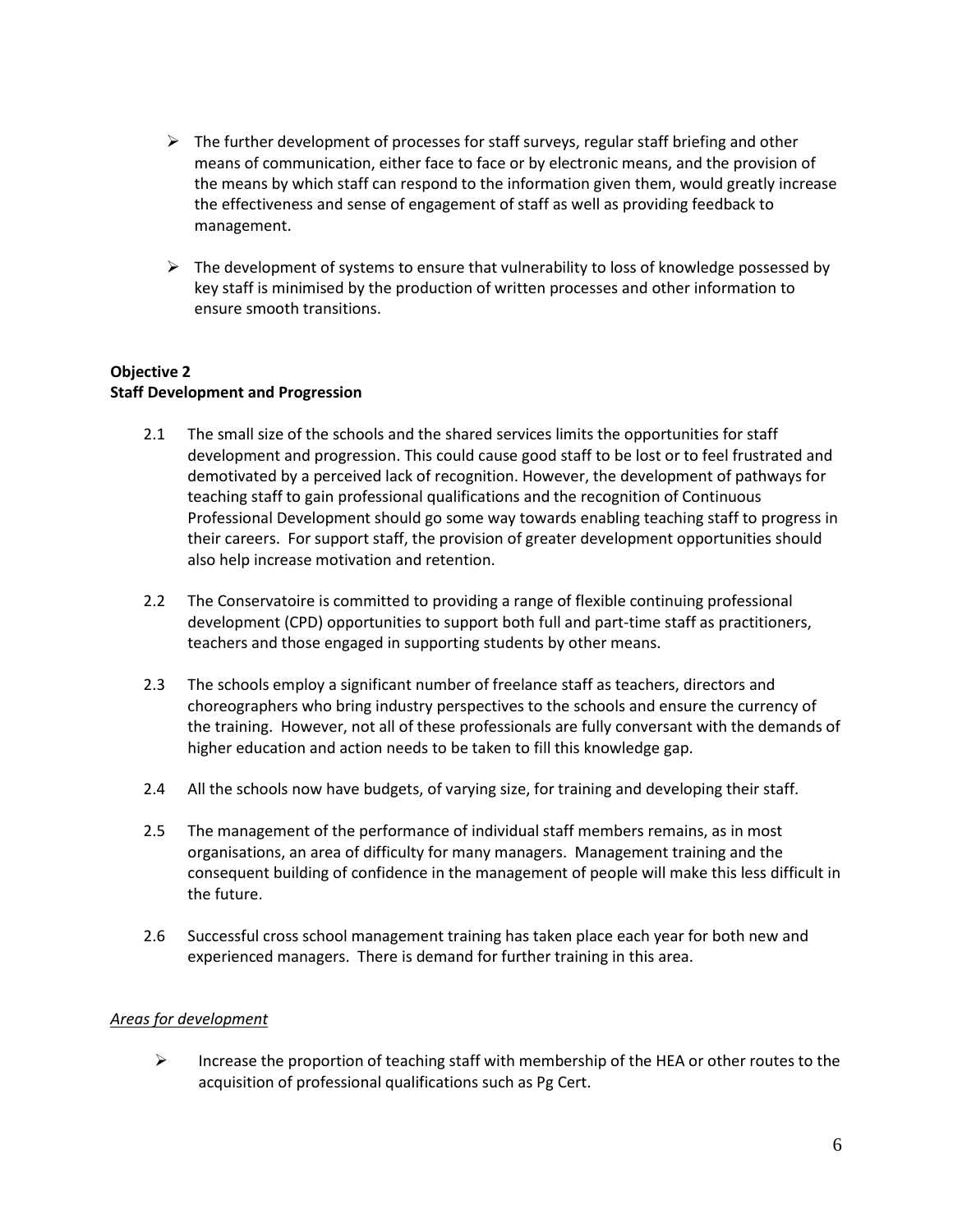- The further development of processes for staff surveys, regular staff briefing and other means of communication, either face to face or by electronic means, and the provision of the means by which staff can respond to the information given them, would greatly increase the effectiveness and sense of engagement of staff as well as providing feedback to management.

- The development of systems to ensure that vulnerability to loss of knowledge possessed by key staff is minimised by the production of written processes and other information to ensure smooth transitions.

**Objective 2**
**Staff Development and Progression**

2.1 The small size of the schools and the shared services limits the opportunities for staff development and progression. This could cause good staff to be lost or to feel frustrated and demotivated by a perceived lack of recognition. However, the development of pathways for teaching staff to gain professional qualifications and the recognition of Continuous Professional Development should go some way towards enabling teaching staff to progress in their careers. For support staff, the provision of greater development opportunities should also help increase motivation and retention.

2.2 The Conservatoire is committed to providing a range of flexible continuing professional development (CPD) opportunities to support both full and part-time staff as practitioners, teachers and those engaged in supporting students by other means.

2.3 The schools employ a significant number of freelance staff as teachers, directors and choreographers who bring industry perspectives to the schools and ensure the currency of the training. However, not all of these professionals are fully conversant with the demands of higher education and action needs to be taken to fill this knowledge gap.

2.4 All the schools now have budgets, of varying size, for training and developing their staff.

2.5 The management of the performance of individual staff members remains, as in most organisations, an area of difficulty for many managers. Management training and the consequent building of confidence in the management of people will make this less difficult in the future.

2.6 Successful cross school management training has taken place each year for both new and experienced managers. There is demand for further training in this area.

*Areas for development*

- Increase the proportion of teaching staff with membership of the HEA or other routes to the acquisition of professional qualifications such as Pg Cert.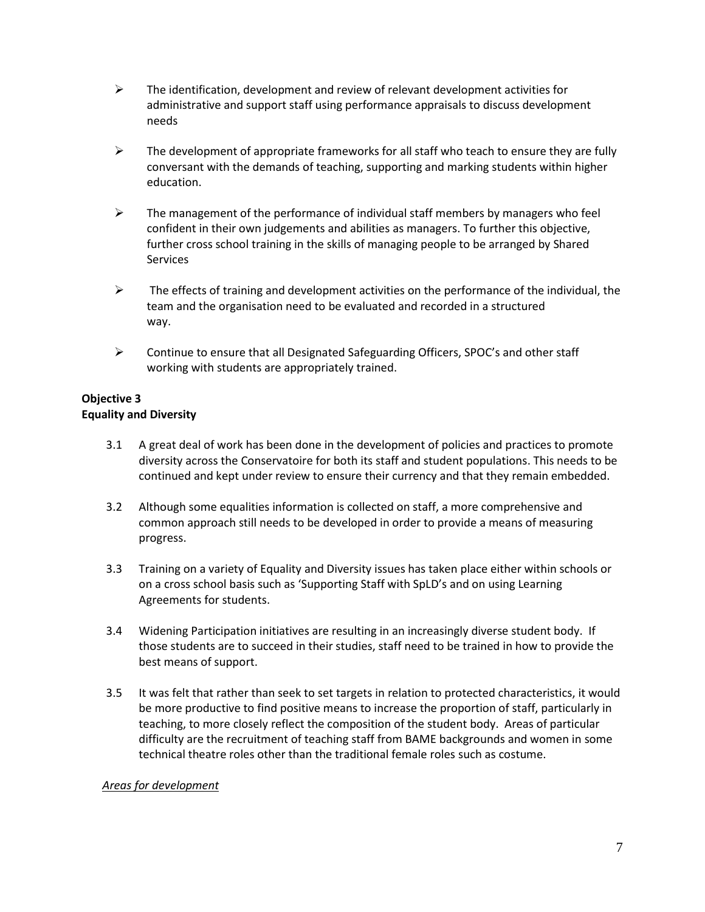- The identification, development and review of relevant development activities for administrative and support staff using performance appraisals to discuss development needs

- The development of appropriate frameworks for all staff who teach to ensure they are fully conversant with the demands of teaching, supporting and marking students within higher education.

- The management of the performance of individual staff members by managers who feel confident in their own judgements and abilities as managers. To further this objective, further cross school training in the skills of managing people to be arranged by Shared Services

- The effects of training and development activities on the performance of the individual, the team and the organisation need to be evaluated and recorded in a structured way.

- Continue to ensure that all Designated Safeguarding Officers, SPOC's and other staff working with students are appropriately trained.

**Objective 3**
**Equality and Diversity**

3.1 A great deal of work has been done in the development of policies and practices to promote diversity across the Conservatoire for both its staff and student populations. This needs to be continued and kept under review to ensure their currency and that they remain embedded.

3.2 Although some equalities information is collected on staff, a more comprehensive and common approach still needs to be developed in order to provide a means of measuring progress.

3.3 Training on a variety of Equality and Diversity issues has taken place either within schools or on a cross school basis such as 'Supporting Staff with SpLD's and on using Learning Agreements for students.

3.4 Widening Participation initiatives are resulting in an increasingly diverse student body. If those students are to succeed in their studies, staff need to be trained in how to provide the best means of support.

3.5 It was felt that rather than seek to set targets in relation to protected characteristics, it would be more productive to find positive means to increase the proportion of staff, particularly in teaching, to more closely reflect the composition of the student body. Areas of particular difficulty are the recruitment of teaching staff from BAME backgrounds and women in some technical theatre roles other than the traditional female roles such as costume.

*Areas for development*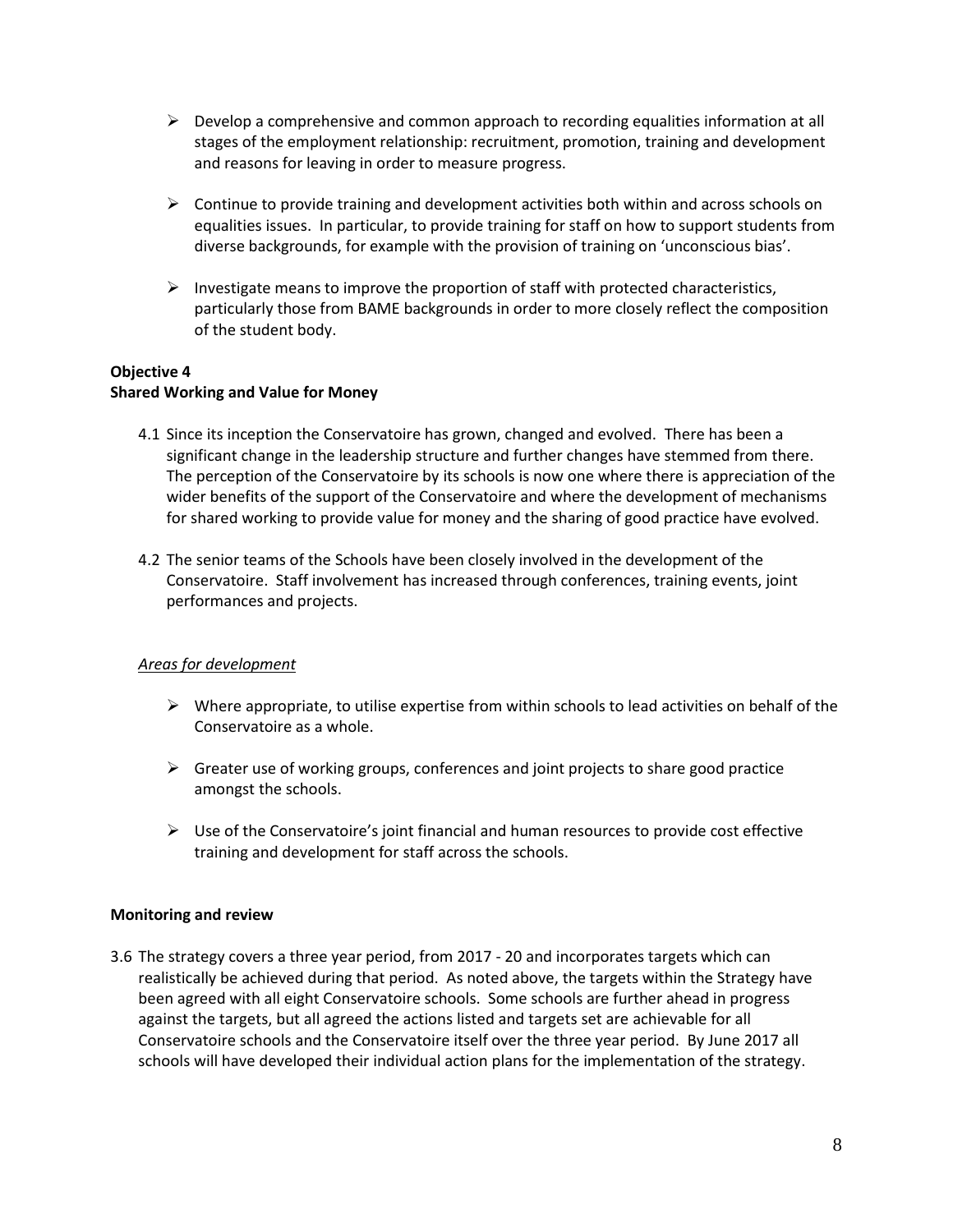- Develop a comprehensive and common approach to recording equalities information at all stages of the employment relationship: recruitment, promotion, training and development and reasons for leaving in order to measure progress.

- Continue to provide training and development activities both within and across schools on equalities issues. In particular, to provide training for staff on how to support students from diverse backgrounds, for example with the provision of training on 'unconscious bias'.

- Investigate means to improve the proportion of staff with protected characteristics, particularly those from BAME backgrounds in order to more closely reflect the composition of the student body.

**Objective 4**
**Shared Working and Value for Money**

4.1 Since its inception the Conservatoire has grown, changed and evolved. There has been a significant change in the leadership structure and further changes have stemmed from there. The perception of the Conservatoire by its schools is now one where there is appreciation of the wider benefits of the support of the Conservatoire and where the development of mechanisms for shared working to provide value for money and the sharing of good practice have evolved.

4.2 The senior teams of the Schools have been closely involved in the development of the Conservatoire. Staff involvement has increased through conferences, training events, joint performances and projects.

*Areas for development*

- Where appropriate, to utilise expertise from within schools to lead activities on behalf of the Conservatoire as a whole.

- Greater use of working groups, conferences and joint projects to share good practice amongst the schools.

- Use of the Conservatoire's joint financial and human resources to provide cost effective training and development for staff across the schools.

**Monitoring and review**

3.6 The strategy covers a three year period, from 2017 - 20 and incorporates targets which can realistically be achieved during that period. As noted above, the targets within the Strategy have been agreed with all eight Conservatoire schools. Some schools are further ahead in progress against the targets, but all agreed the actions listed and targets set are achievable for all Conservatoire schools and the Conservatoire itself over the three year period. By June 2017 all schools will have developed their individual action plans for the implementation of the strategy.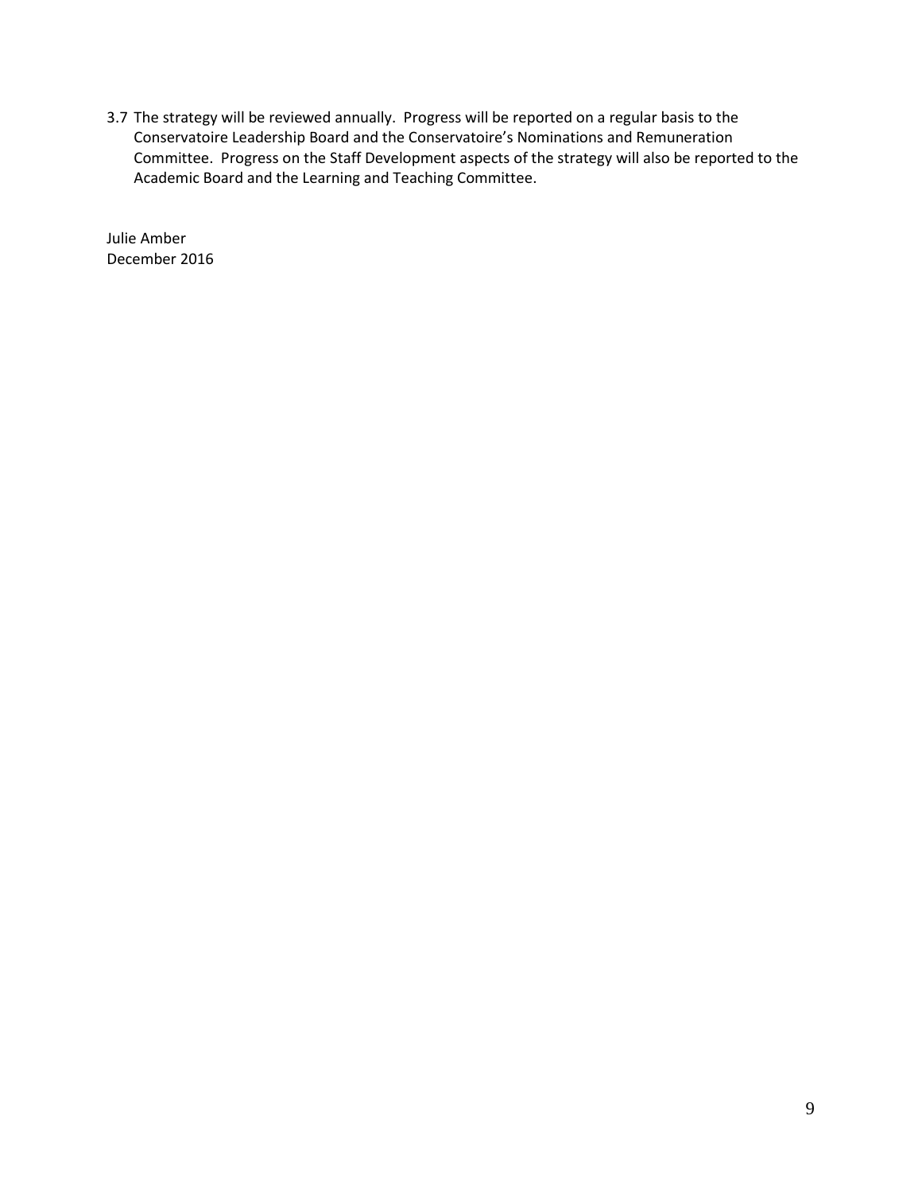3.7 The strategy will be reviewed annually. Progress will be reported on a regular basis to the Conservatoire Leadership Board and the Conservatoire's Nominations and Remuneration Committee. Progress on the Staff Development aspects of the strategy will also be reported to the Academic Board and the Learning and Teaching Committee.

Julie Amber
December 2016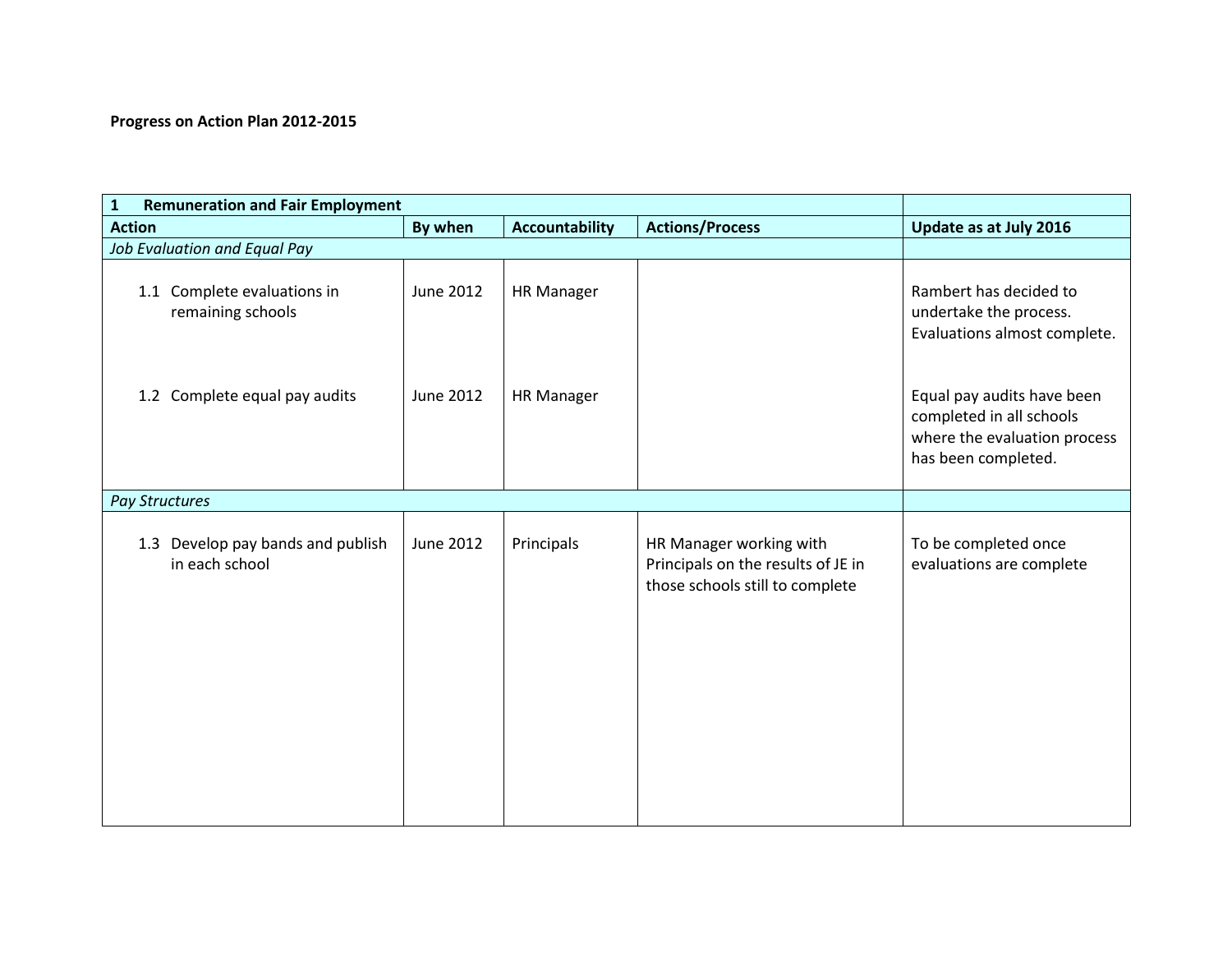**Progress on Action Plan 2012-2015**

| 1 Remuneration and Fair Employment | | | | |
|---|---|---|---|---|
| **Action** | **By when** | **Accountability** | **Actions/Process** | **Update as at July 2016** |
| *Job Evaluation and Equal Pay* | | | | |
| 1.1 Complete evaluations in remaining schools | June 2012 | HR Manager | | Rambert has decided to undertake the process. Evaluations almost complete. |
| 1.2 Complete equal pay audits | June 2012 | HR Manager | | Equal pay audits have been completed in all schools where the evaluation process has been completed. |
| *Pay Structures* | | | | |
| 1.3 Develop pay bands and publish in each school | June 2012 | Principals | HR Manager working with Principals on the results of JE in those schools still to complete | To be completed once evaluations are complete |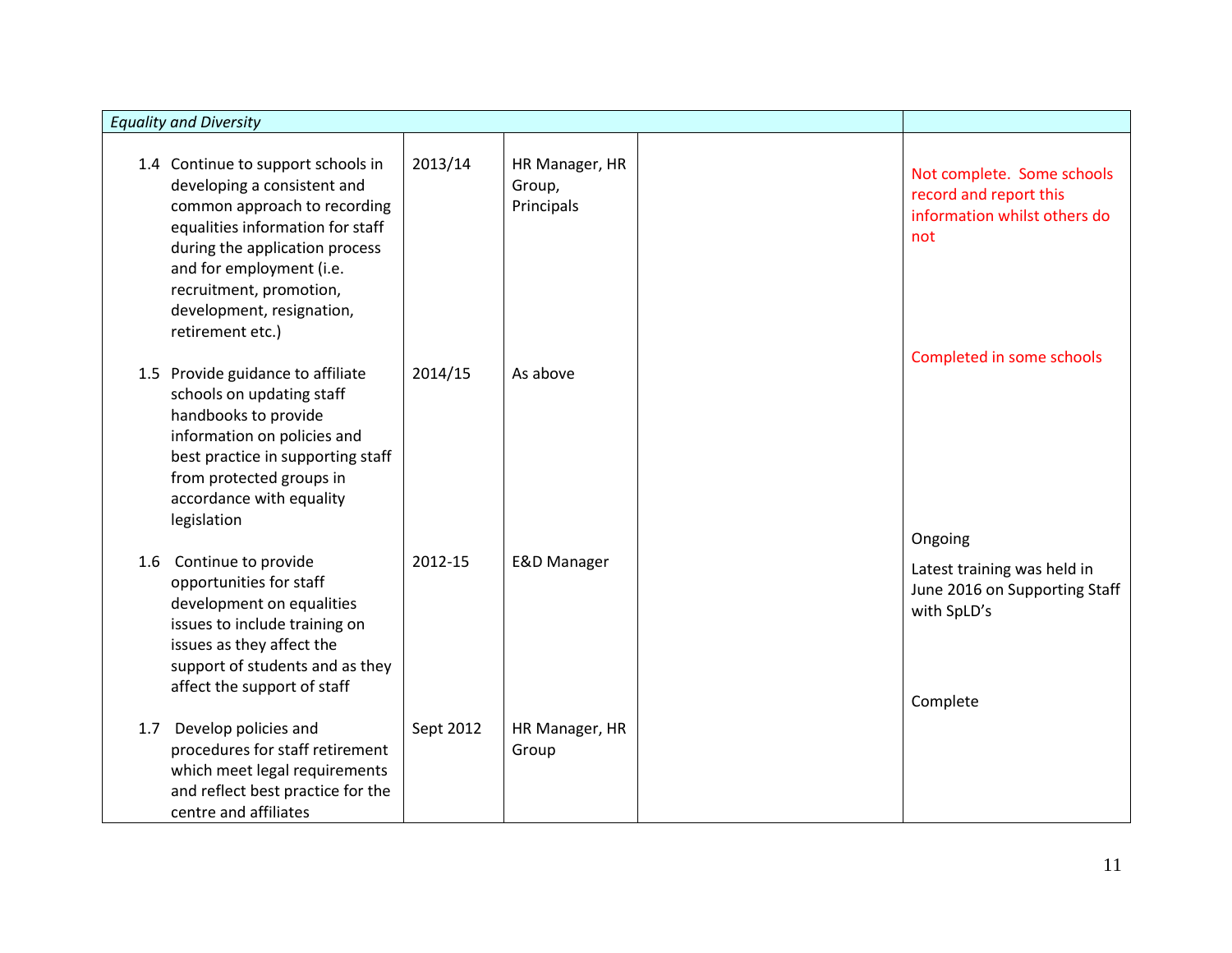| *Equality and Diversity* | | | | |
|---|---|---|---|---|
| 1.4 Continue to support schools in developing a consistent and common approach to recording equalities information for staff during the application process and for employment (i.e. recruitment, promotion, development, resignation, retirement etc.) | 2013/14 | HR Manager, HR Group, Principals | | Not complete. Some schools record and report this information whilst others do not |
| 1.5 Provide guidance to affiliate schools on updating staff handbooks to provide information on policies and best practice in supporting staff from protected groups in accordance with equality legislation | 2014/15 | As above | | Completed in some schools |
| 1.6 Continue to provide opportunities for staff development on equalities issues to include training on issues as they affect the support of students and as they affect the support of staff | 2012-15 | E&D Manager | | Ongoing<br>Latest training was held in June 2016 on Supporting Staff with SpLD's |
| 1.7 Develop policies and procedures for staff retirement which meet legal requirements and reflect best practice for the centre and affiliates | Sept 2012 | HR Manager, HR Group | | Complete |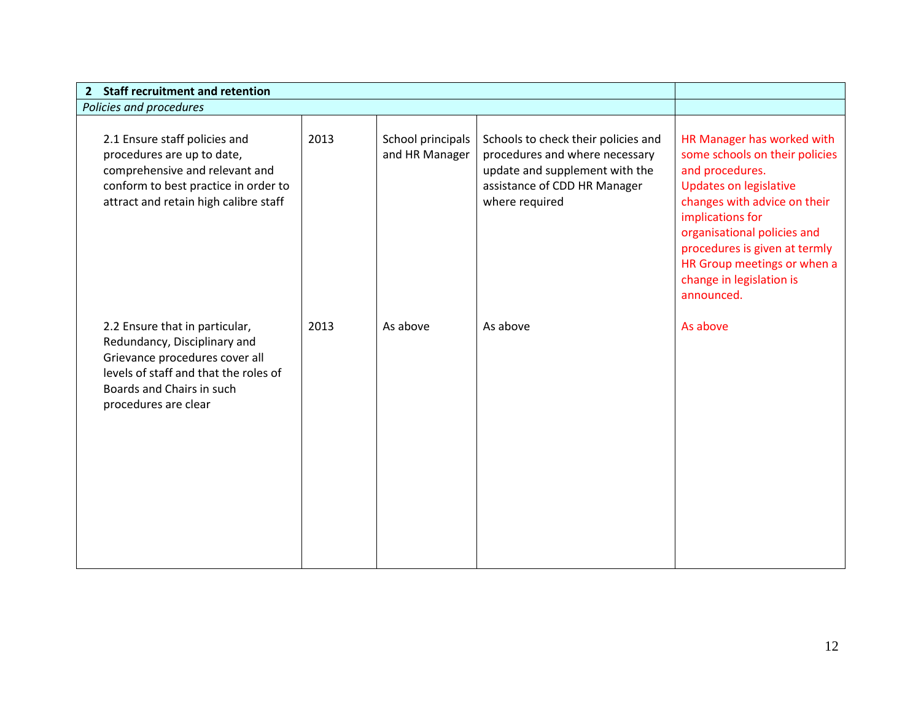| **2 Staff recruitment and retention** | | | | |
|---|---|---|---|---|
| *Policies and procedures* | | | | |
| 2.1 Ensure staff policies and procedures are up to date, comprehensive and relevant and conform to best practice in order to attract and retain high calibre staff | 2013 | School principals and HR Manager | Schools to check their policies and procedures and where necessary update and supplement with the assistance of CDD HR Manager where required | HR Manager has worked with some schools on their policies and procedures. Updates on legislative changes with advice on their implications for organisational policies and procedures is given at termly HR Group meetings or when a change in legislation is announced. |
| 2.2 Ensure that in particular, Redundancy, Disciplinary and Grievance procedures cover all levels of staff and that the roles of Boards and Chairs in such procedures are clear | 2013 | As above | As above | As above |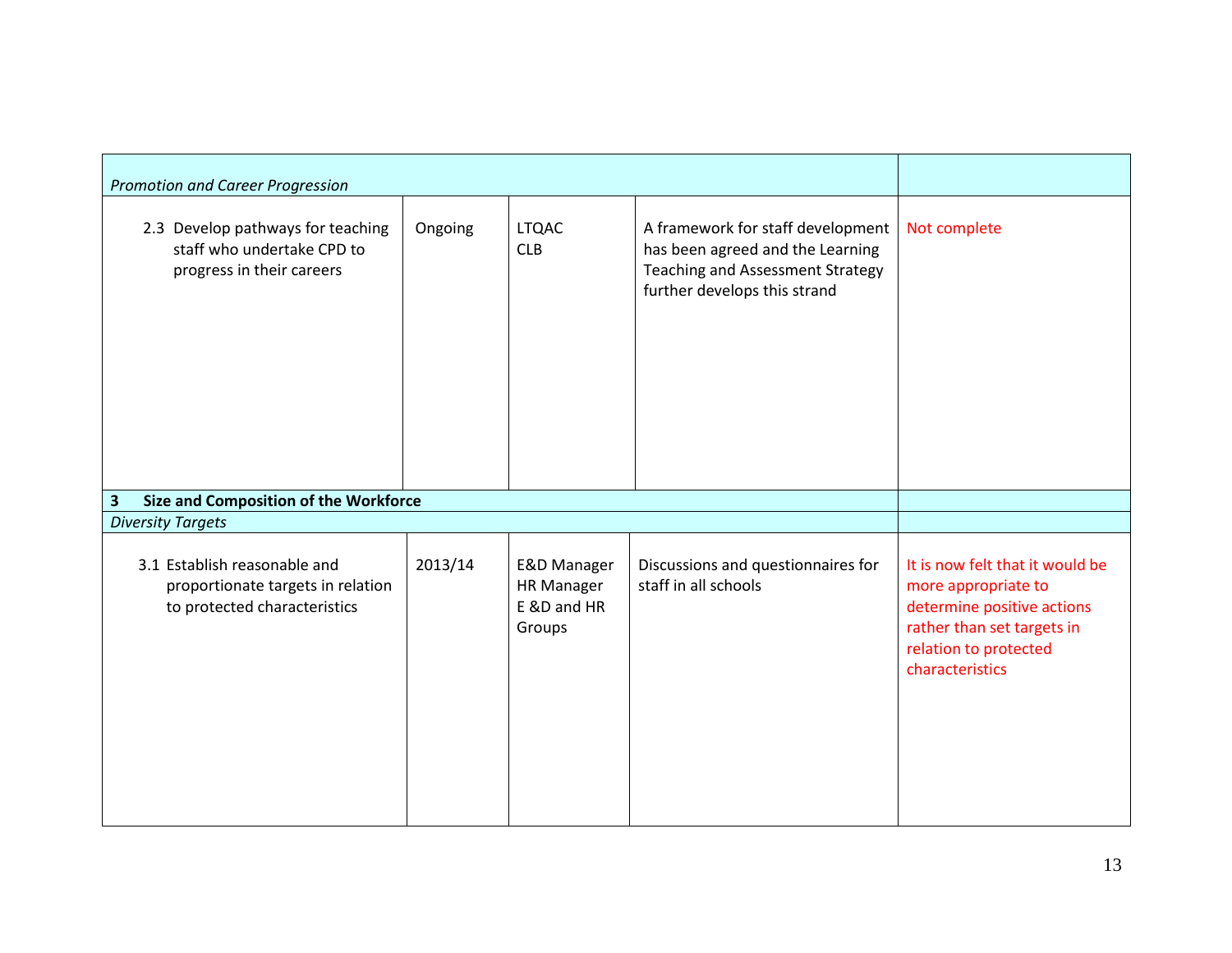| *Promotion and Career Progression* | | | | |
|---|---|---|---|---|
| 2.3 Develop pathways for teaching staff who undertake CPD to progress in their careers | Ongoing | LTQAC<br>CLB | A framework for staff development has been agreed and the Learning Teaching and Assessment Strategy further develops this strand | Not complete |
| **3 Size and Composition of the Workforce** | | | | |
| *Diversity Targets* | | | | |
| 3.1 Establish reasonable and proportionate targets in relation to protected characteristics | 2013/14 | E&D Manager<br>HR Manager<br>E &D and HR Groups | Discussions and questionnaires for staff in all schools | It is now felt that it would be more appropriate to determine positive actions rather than set targets in relation to protected characteristics |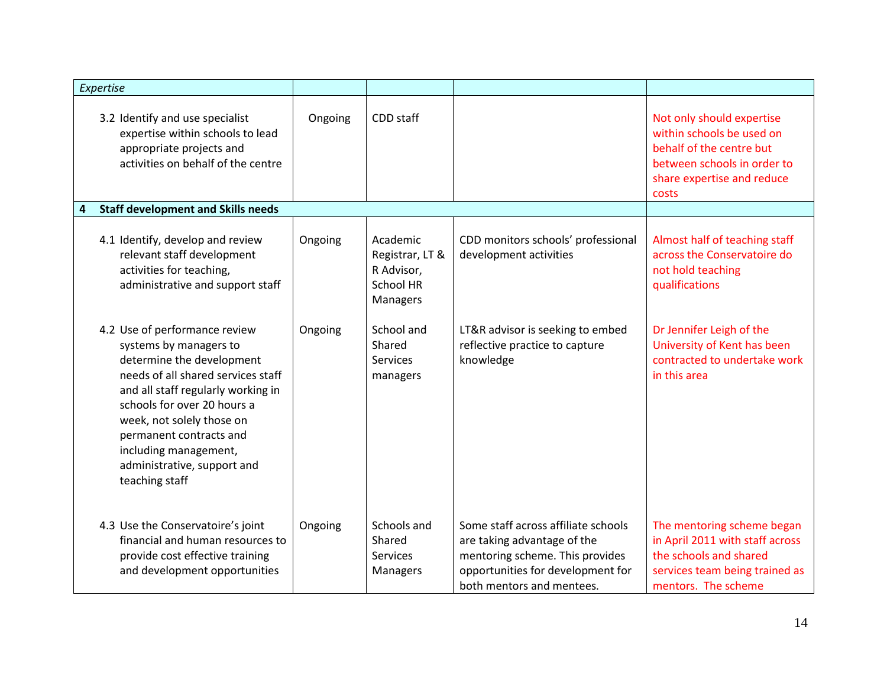| *Expertise* | | | | |
|---|---|---|---|---|
| 3.2 Identify and use specialist expertise within schools to lead appropriate projects and activities on behalf of the centre | Ongoing | CDD staff | | Not only should expertise within schools be used on behalf of the centre but between schools in order to share expertise and reduce costs |
| **4 Staff development and Skills needs** | | | | |
| 4.1 Identify, develop and review relevant staff development activities for teaching, administrative and support staff | Ongoing | Academic Registrar, LT & R Advisor, School HR Managers | CDD monitors schools' professional development activities | Almost half of teaching staff across the Conservatoire do not hold teaching qualifications |
| 4.2 Use of performance review systems by managers to determine the development needs of all shared services staff and all staff regularly working in schools for over 20 hours a week, not solely those on permanent contracts and including management, administrative, support and teaching staff | Ongoing | School and Shared Services managers | LT&R advisor is seeking to embed reflective practice to capture knowledge | Dr Jennifer Leigh of the University of Kent has been contracted to undertake work in this area |
| 4.3 Use the Conservatoire's joint financial and human resources to provide cost effective training and development opportunities | Ongoing | Schools and Shared Services Managers | Some staff across affiliate schools are taking advantage of the mentoring scheme. This provides opportunities for development for both mentors and mentees. | The mentoring scheme began in April 2011 with staff across the schools and shared services team being trained as mentors. The scheme |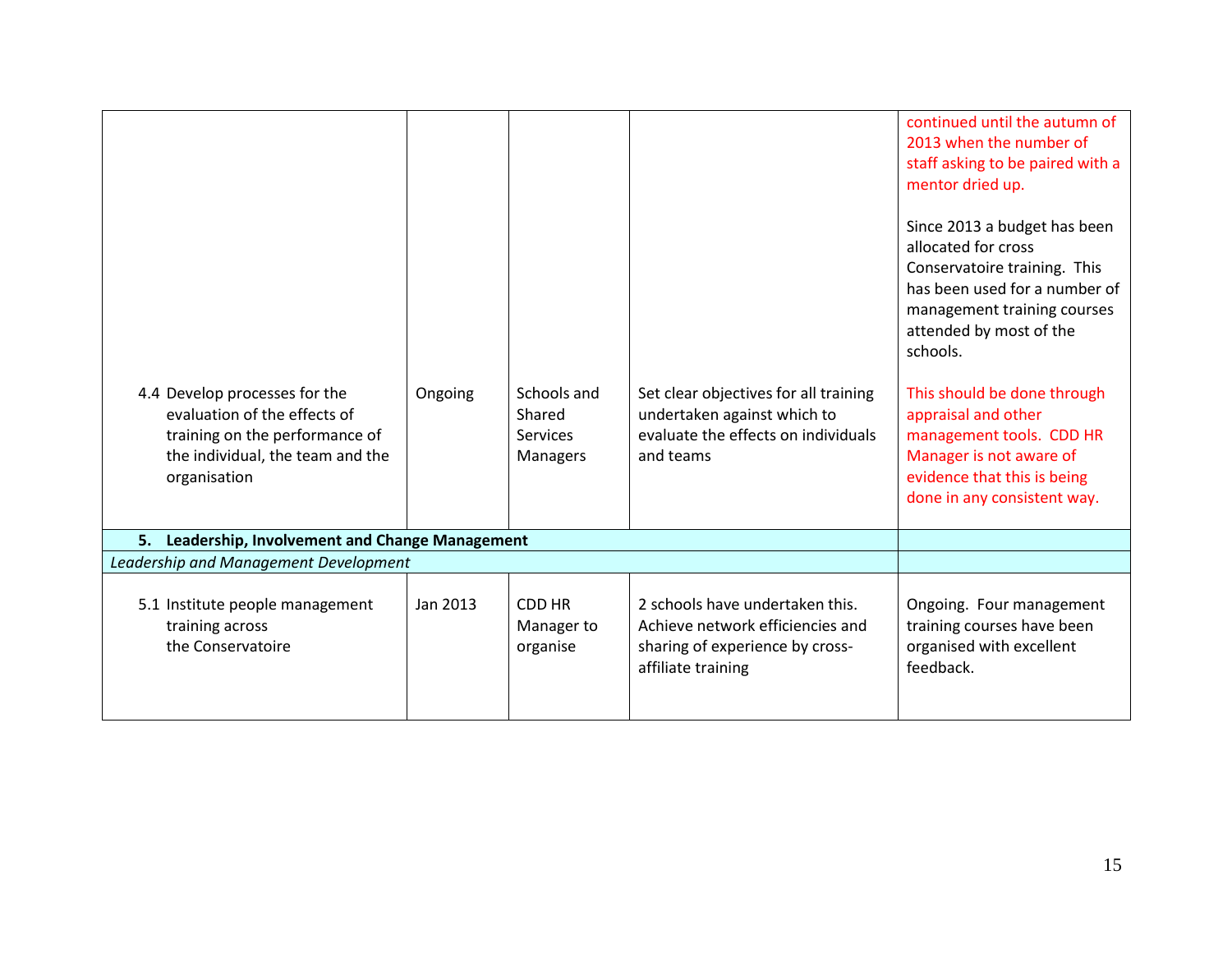| | | | | |
|---|---|---|---|---|
| | | | | continued until the autumn of 2013 when the number of staff asking to be paired with a mentor dried up.<br><br>Since 2013 a budget has been allocated for cross Conservatoire training. This has been used for a number of management training courses attended by most of the schools. |
| 4.4 Develop processes for the evaluation of the effects of training on the performance of the individual, the team and the organisation | Ongoing | Schools and Shared Services Managers | Set clear objectives for all training undertaken against which to evaluate the effects on individuals and teams | This should be done through appraisal and other management tools. CDD HR Manager is not aware of evidence that this is being done in any consistent way. |
| **5. Leadership, Involvement and Change Management** | | | | |
| *Leadership and Management Development* | | | | |
| 5.1 Institute people management training across the Conservatoire | Jan 2013 | CDD HR Manager to organise | 2 schools have undertaken this. Achieve network efficiencies and sharing of experience by cross-affiliate training | Ongoing. Four management training courses have been organised with excellent feedback. |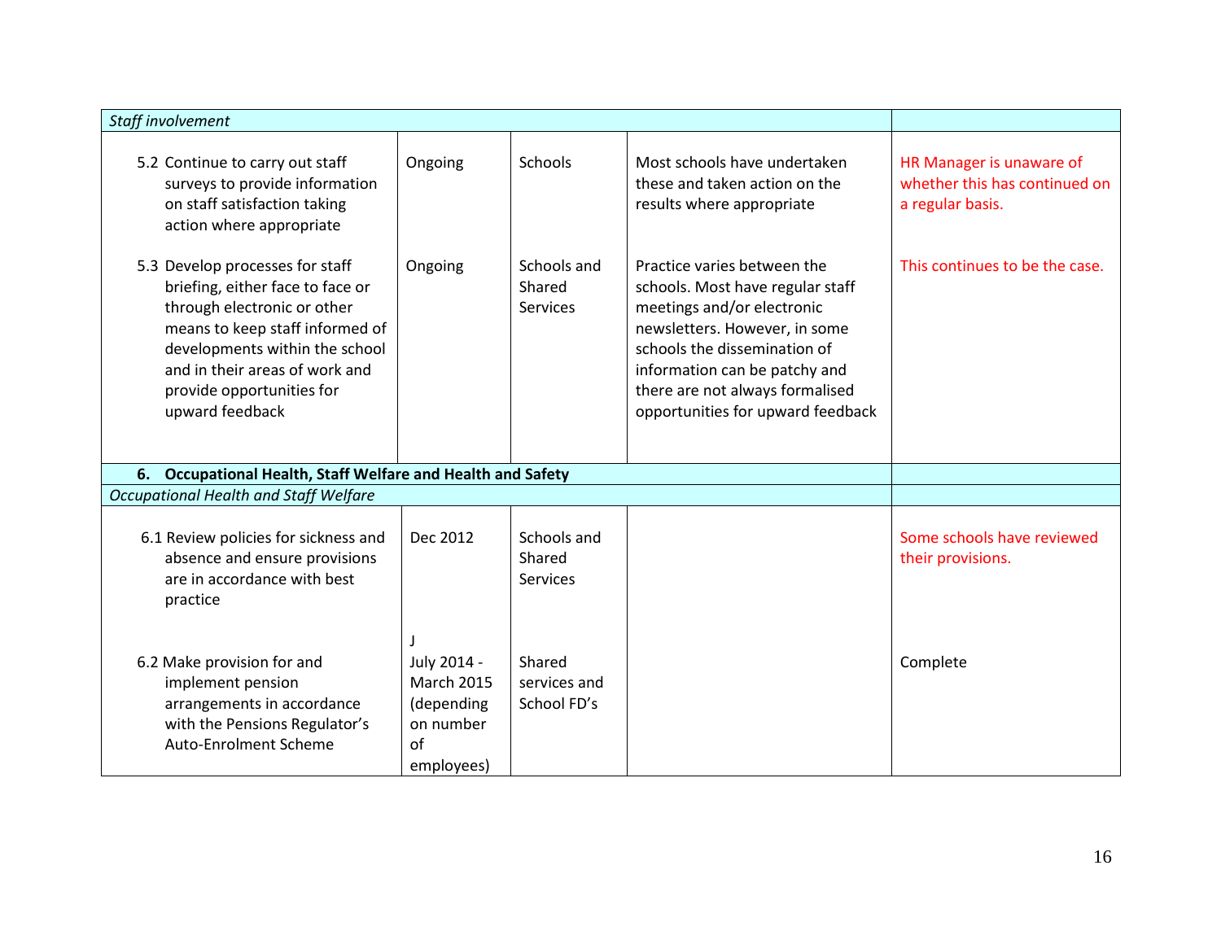| | | | | |
|---|---|---|---|---|
| *Staff involvement* | | | | |
| 5.2 Continue to carry out staff surveys to provide information on staff satisfaction taking action where appropriate | Ongoing | Schools | Most schools have undertaken these and taken action on the results where appropriate | HR Manager is unaware of whether this has continued on a regular basis. |
| 5.3 Develop processes for staff briefing, either face to face or through electronic or other means to keep staff informed of developments within the school and in their areas of work and provide opportunities for upward feedback | Ongoing | Schools and Shared Services | Practice varies between the schools. Most have regular staff meetings and/or electronic newsletters. However, in some schools the dissemination of information can be patchy and there are not always formalised opportunities for upward feedback | This continues to be the case. |
| **6. Occupational Health, Staff Welfare and Health and Safety** | | | | |
| *Occupational Health and Staff Welfare* | | | | |
| 6.1 Review policies for sickness and absence and ensure provisions are in accordance with best practice | Dec 2012 | Schools and Shared Services | | Some schools have reviewed their provisions. |
| 6.2 Make provision for and implement pension arrangements in accordance with the Pensions Regulator's Auto-Enrolment Scheme | J<br>July 2014 - March 2015 (depending on number of employees) | Shared services and School FD's | | Complete |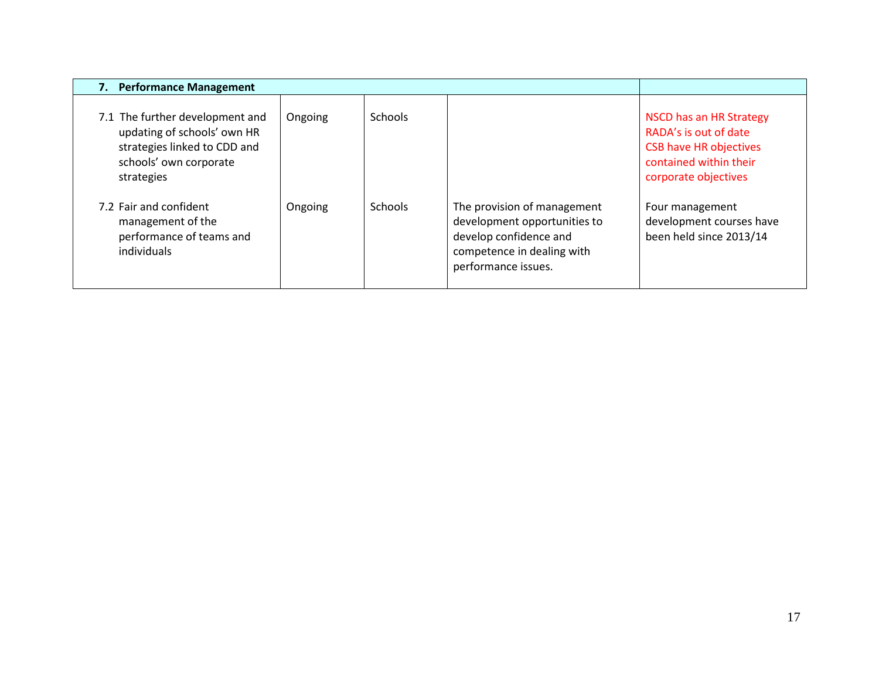| 7. Performance Management | | | | |
|---|---|---|---|---|
| 7.1 The further development and updating of schools' own HR strategies linked to CDD and schools' own corporate strategies | Ongoing | Schools | | NSCD has an HR Strategy<br>RADA's is out of date<br>CSB have HR objectives contained within their corporate objectives |
| 7.2 Fair and confident management of the performance of teams and individuals | Ongoing | Schools | The provision of management development opportunities to develop confidence and competence in dealing with performance issues. | Four management development courses have been held since 2013/14 |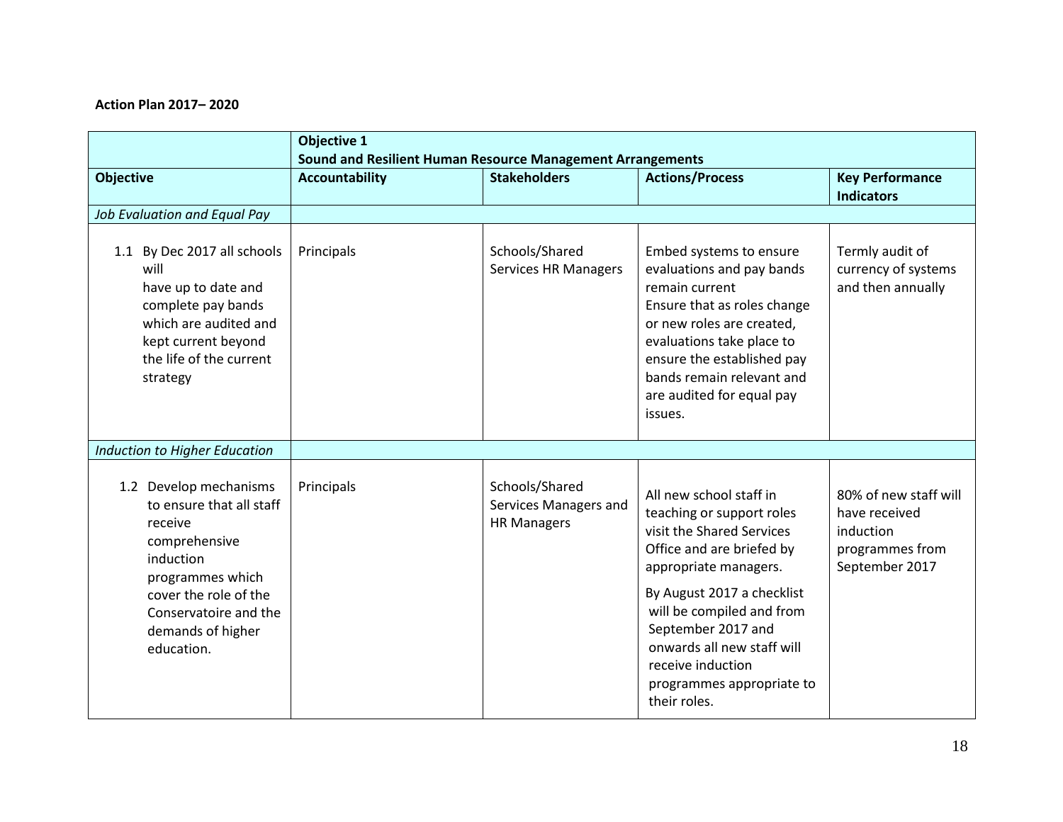**Action Plan 2017– 2020**

| | **Objective 1**<br>**Sound and Resilient Human Resource Management Arrangements** | | | |
|---|---|---|---|---|
| **Objective** | **Accountability** | **Stakeholders** | **Actions/Process** | **Key Performance Indicators** |
| *Job Evaluation and Equal Pay* | | | | |
| 1.1 By Dec 2017 all schools will have up to date and complete pay bands which are audited and kept current beyond the life of the current strategy | Principals | Schools/Shared Services HR Managers | Embed systems to ensure evaluations and pay bands remain current<br>Ensure that as roles change or new roles are created, evaluations take place to ensure the established pay bands remain relevant and are audited for equal pay issues. | Termly audit of currency of systems and then annually |
| *Induction to Higher Education* | | | | |
| 1.2 Develop mechanisms to ensure that all staff receive comprehensive induction programmes which cover the role of the Conservatoire and the demands of higher education. | Principals | Schools/Shared Services Managers and HR Managers | All new school staff in teaching or support roles visit the Shared Services Office and are briefed by appropriate managers.<br>By August 2017 a checklist will be compiled and from September 2017 and onwards all new staff will receive induction programmes appropriate to their roles. | 80% of new staff will have received induction programmes from September 2017 |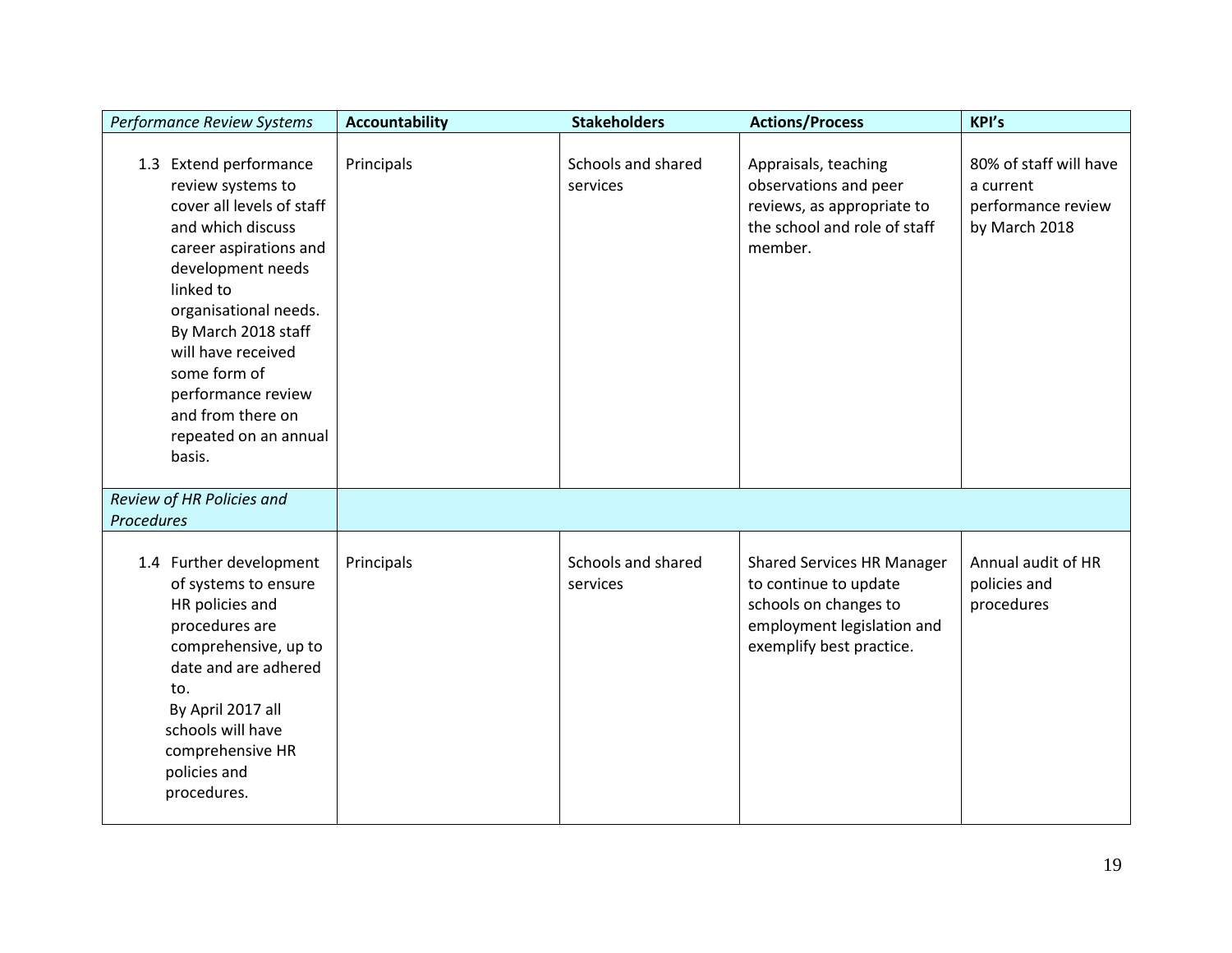| *Performance Review Systems* | **Accountability** | **Stakeholders** | **Actions/Process** | **KPI's** |
|---|---|---|---|---|
| 1.3 Extend performance review systems to cover all levels of staff and which discuss career aspirations and development needs linked to organisational needs. By March 2018 staff will have received some form of performance review and from there on repeated on an annual basis. | Principals | Schools and shared services | Appraisals, teaching observations and peer reviews, as appropriate to the school and role of staff member. | 80% of staff will have a current performance review by March 2018 |
| *Review of HR Policies and Procedures* | | | | |
| 1.4 Further development of systems to ensure HR policies and procedures are comprehensive, up to date and are adhered to. By April 2017 all schools will have comprehensive HR policies and procedures. | Principals | Schools and shared services | Shared Services HR Manager to continue to update schools on changes to employment legislation and exemplify best practice. | Annual audit of HR policies and procedures |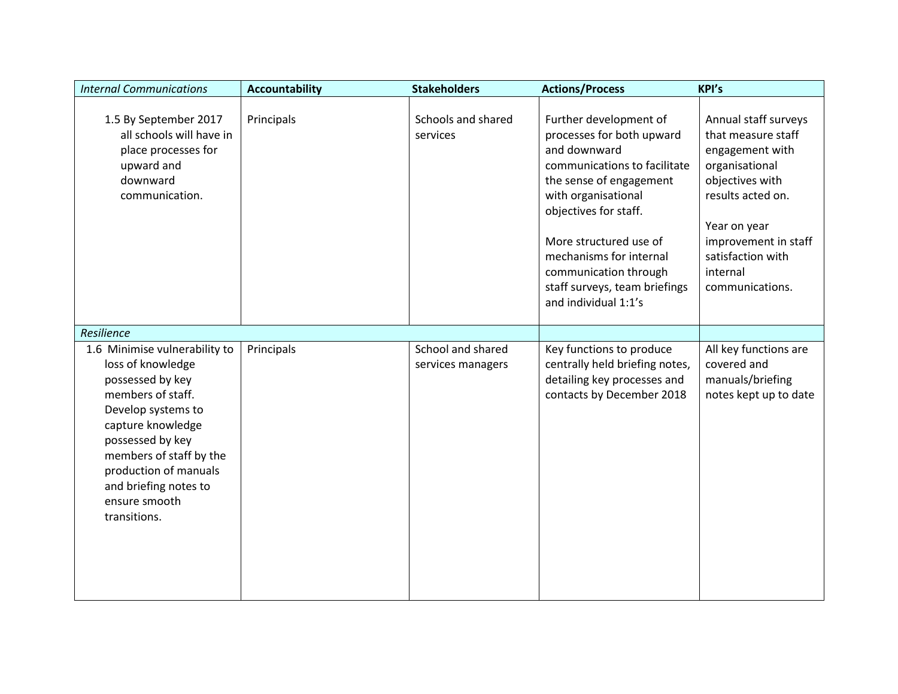| *Internal Communications* | **Accountability** | **Stakeholders** | **Actions/Process** | **KPI's** |
|---|---|---|---|---|
| 1.5 By September 2017 all schools will have in place processes for upward and downward communication. | Principals | Schools and shared services | Further development of processes for both upward and downward communications to facilitate the sense of engagement with organisational objectives for staff.<br><br>More structured use of mechanisms for internal communication through staff surveys, team briefings and individual 1:1's | Annual staff surveys that measure staff engagement with organisational objectives with results acted on.<br><br>Year on year improvement in staff satisfaction with internal communications. |
| *Resilience* | | | | |
| 1.6 Minimise vulnerability to loss of knowledge possessed by key members of staff. Develop systems to capture knowledge possessed by key members of staff by the production of manuals and briefing notes to ensure smooth transitions. | Principals | School and shared services managers | Key functions to produce centrally held briefing notes, detailing key processes and contacts by December 2018 | All key functions are covered and manuals/briefing notes kept up to date |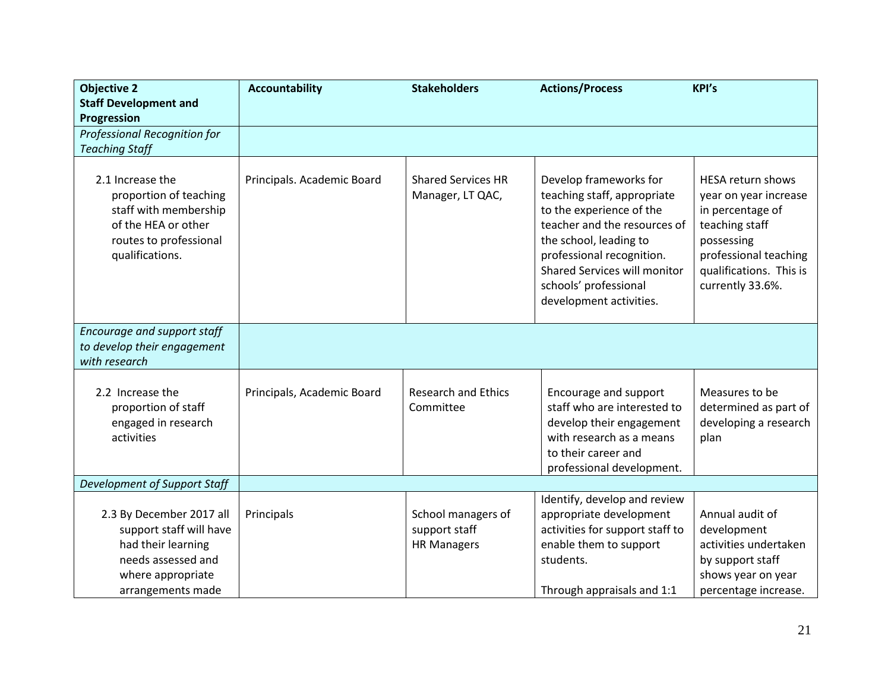| **Objective 2 Staff Development and Progression** | **Accountability** | **Stakeholders** | **Actions/Process** | **KPI's** |
|---|---|---|---|---|
| *Professional Recognition for Teaching Staff* | | | | |
| 2.1 Increase the proportion of teaching staff with membership of the HEA or other routes to professional qualifications. | Principals. Academic Board | Shared Services HR Manager, LT QAC, | Develop frameworks for teaching staff, appropriate to the experience of the teacher and the resources of the school, leading to professional recognition. Shared Services will monitor schools' professional development activities. | HESA return shows year on year increase in percentage of teaching staff possessing professional teaching qualifications. This is currently 33.6%. |
| *Encourage and support staff to develop their engagement with research* | | | | |
| 2.2 Increase the proportion of staff engaged in research activities | Principals, Academic Board | Research and Ethics Committee | Encourage and support staff who are interested to develop their engagement with research as a means to their career and professional development. | Measures to be determined as part of developing a research plan |
| *Development of Support Staff* | | | | |
| 2.3 By December 2017 all support staff will have had their learning needs assessed and where appropriate arrangements made | Principals | School managers of support staff HR Managers | Identify, develop and review appropriate development activities for support staff to enable them to support students.<br><br>Through appraisals and 1:1 | Annual audit of development activities undertaken by support staff shows year on year percentage increase. |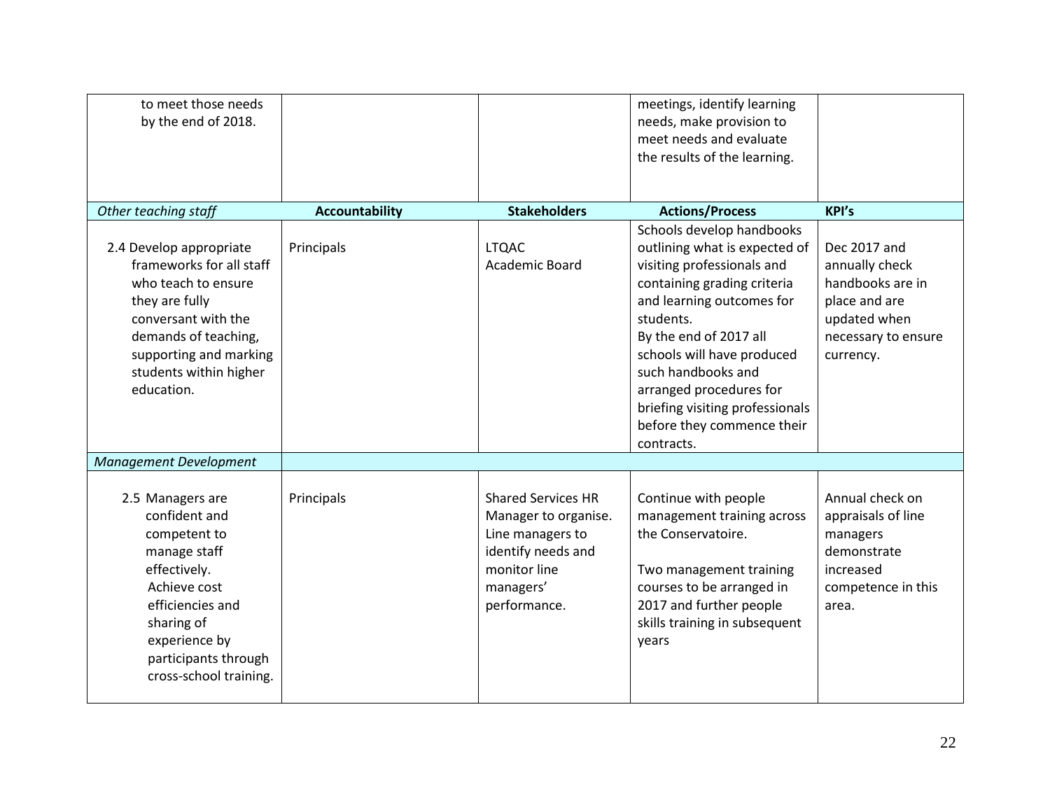| | | | | |
|---|---|---|---|---|
| to meet those needs by the end of 2018. | | | meetings, identify learning needs, make provision to meet needs and evaluate the results of the learning. | |
| *Other teaching staff* | **Accountability** | **Stakeholders** | **Actions/Process** | **KPI's** |
| 2.4 Develop appropriate frameworks for all staff who teach to ensure they are fully conversant with the demands of teaching, supporting and marking students within higher education. | Principals | LTQAC<br>Academic Board | Schools develop handbooks outlining what is expected of visiting professionals and containing grading criteria and learning outcomes for students.<br>By the end of 2017 all schools will have produced such handbooks and arranged procedures for briefing visiting professionals before they commence their contracts. | Dec 2017 and annually check handbooks are in place and are updated when necessary to ensure currency. |
| *Management Development* | | | | |
| 2.5 Managers are confident and competent to manage staff effectively.<br>Achieve cost efficiencies and sharing of experience by participants through cross-school training. | Principals | Shared Services HR Manager to organise. Line managers to identify needs and monitor line managers' performance. | Continue with people management training across the Conservatoire.<br><br>Two management training courses to be arranged in 2017 and further people skills training in subsequent years | Annual check on appraisals of line managers demonstrate increased competence in this area. |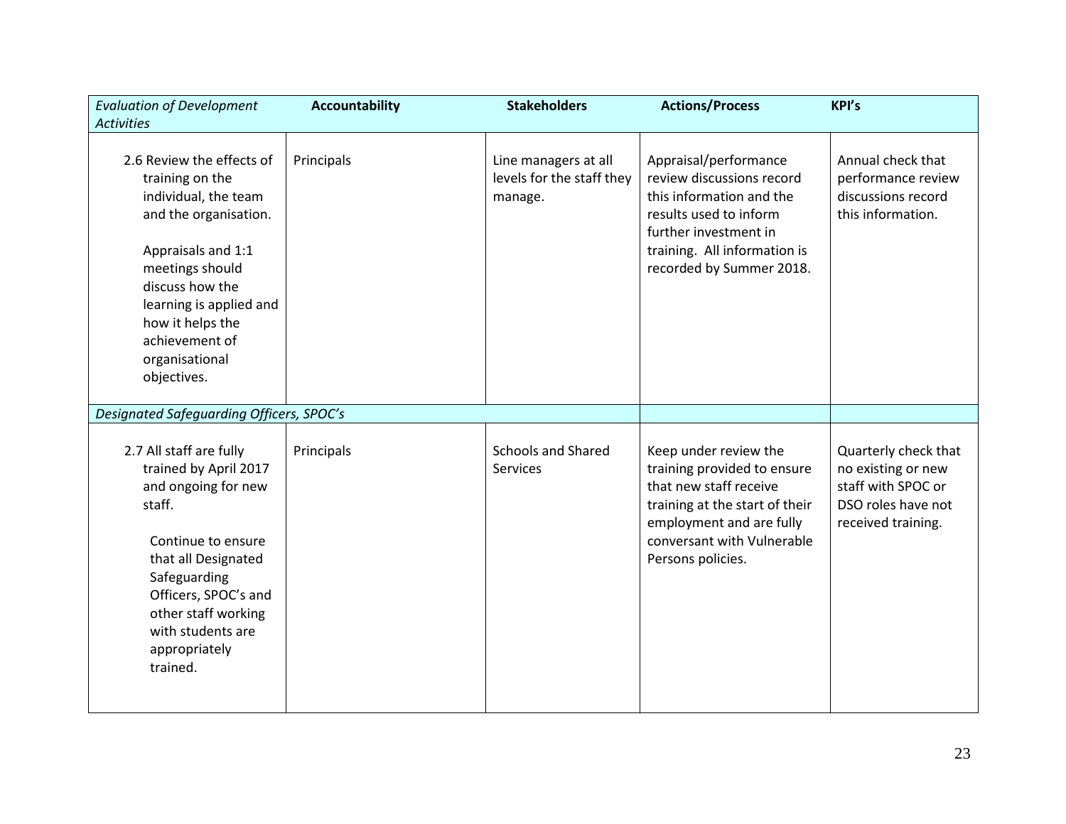| *Evaluation of Development Activities* | **Accountability** | **Stakeholders** | **Actions/Process** | **KPI's** |
|---|---|---|---|---|
| 2.6 Review the effects of training on the individual, the team and the organisation.<br><br>Appraisals and 1:1 meetings should discuss how the learning is applied and how it helps the achievement of organisational objectives. | Principals | Line managers at all levels for the staff they manage. | Appraisal/performance review discussions record this information and the results used to inform further investment in training. All information is recorded by Summer 2018. | Annual check that performance review discussions record this information. |
| *Designated Safeguarding Officers, SPOC's* | | | | |
| 2.7 All staff are fully trained by April 2017 and ongoing for new staff.<br><br>Continue to ensure that all Designated Safeguarding Officers, SPOC's and other staff working with students are appropriately trained. | Principals | Schools and Shared Services | Keep under review the training provided to ensure that new staff receive training at the start of their employment and are fully conversant with Vulnerable Persons policies. | Quarterly check that no existing or new staff with SPOC or DSO roles have not received training. |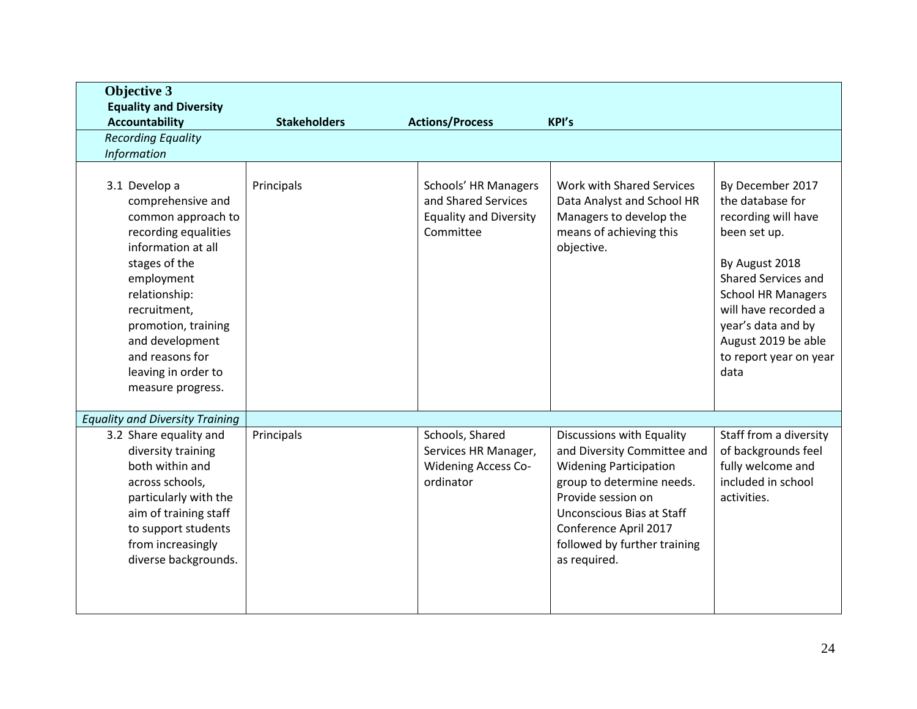| Objective 3 Equality and Diversity Accountability | Stakeholders | Actions/Process | KPI's | |
|---|---|---|---|---|
| *Recording Equality Information* | | | | |
| 3.1 Develop a comprehensive and common approach to recording equalities information at all stages of the employment relationship: recruitment, promotion, training and development and reasons for leaving in order to measure progress. | Principals | Schools' HR Managers and Shared Services Equality and Diversity Committee | Work with Shared Services Data Analyst and School HR Managers to develop the means of achieving this objective. | By December 2017 the database for recording will have been set up.<br><br>By August 2018 Shared Services and School HR Managers will have recorded a year's data and by August 2019 be able to report year on year data |
| *Equality and Diversity Training* | | | | |
| 3.2 Share equality and diversity training both within and across schools, particularly with the aim of training staff to support students from increasingly diverse backgrounds. | Principals | Schools, Shared Services HR Manager, Widening Access Co-ordinator | Discussions with Equality and Diversity Committee and Widening Participation group to determine needs. Provide session on Unconscious Bias at Staff Conference April 2017 followed by further training as required. | Staff from a diversity of backgrounds feel fully welcome and included in school activities. |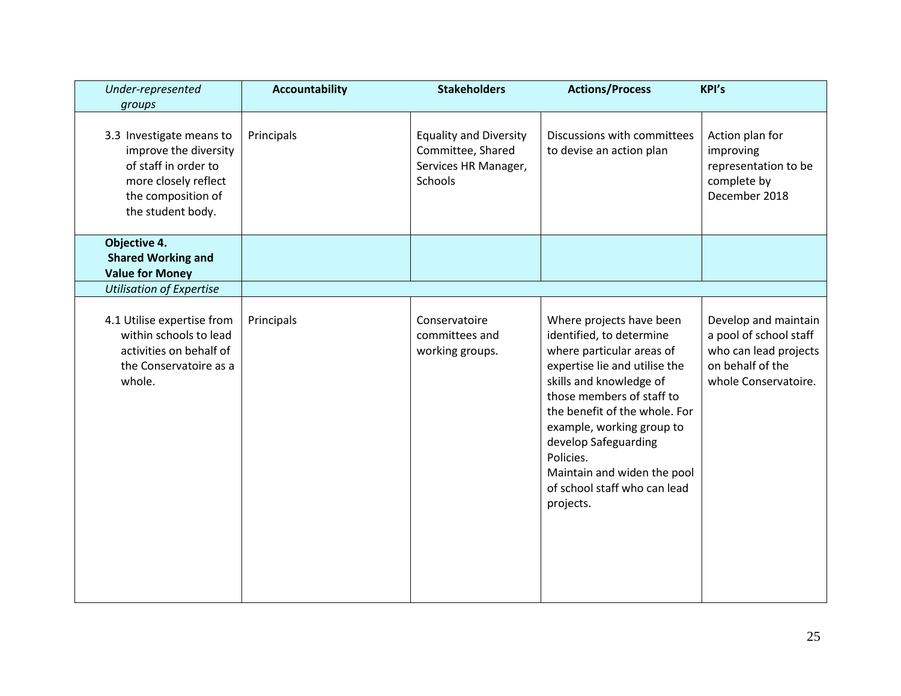| *Under-represented groups* | **Accountability** | **Stakeholders** | **Actions/Process** | **KPI's** |
|---|---|---|---|---|
| 3.3 Investigate means to improve the diversity of staff in order to more closely reflect the composition of the student body. | Principals | Equality and Diversity Committee, Shared Services HR Manager, Schools | Discussions with committees to devise an action plan | Action plan for improving representation to be complete by December 2018 |
| **Objective 4. Shared Working and Value for Money** | | | | |
| *Utilisation of Expertise* | | | | |
| 4.1 Utilise expertise from within schools to lead activities on behalf of the Conservatoire as a whole. | Principals | Conservatoire committees and working groups. | Where projects have been identified, to determine where particular areas of expertise lie and utilise the skills and knowledge of those members of staff to the benefit of the whole. For example, working group to develop Safeguarding Policies.<br>Maintain and widen the pool of school staff who can lead projects. | Develop and maintain a pool of school staff who can lead projects on behalf of the whole Conservatoire. |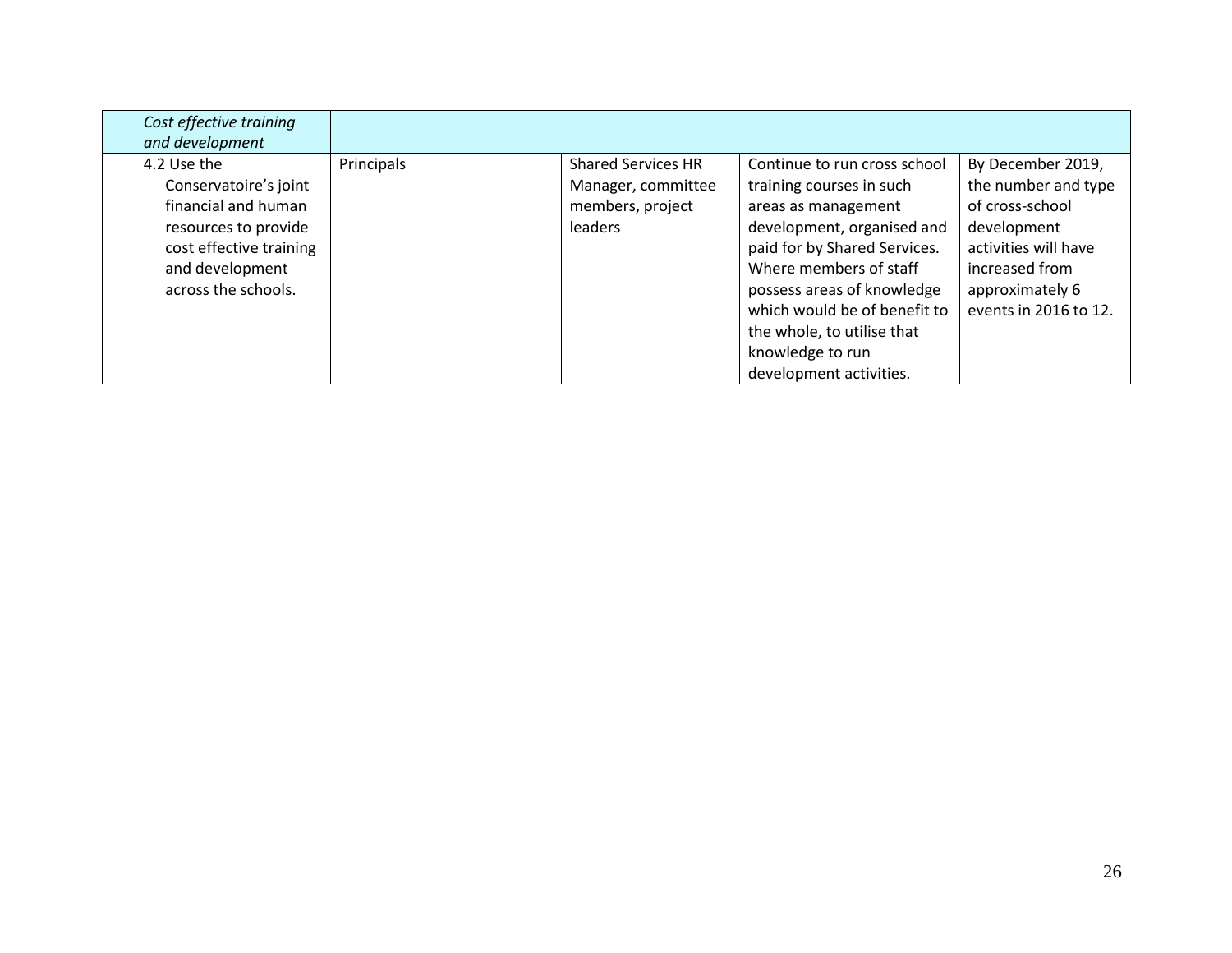| | | | | |
|---|---|---|---|---|
| *Cost effective training and development* | | | | |
| 4.2 Use the Conservatoire's joint financial and human resources to provide cost effective training and development across the schools. | Principals | Shared Services HR Manager, committee members, project leaders | Continue to run cross school training courses in such areas as management development, organised and paid for by Shared Services. Where members of staff possess areas of knowledge which would be of benefit to the whole, to utilise that knowledge to run development activities. | By December 2019, the number and type of cross-school development activities will have increased from approximately 6 events in 2016 to 12. |